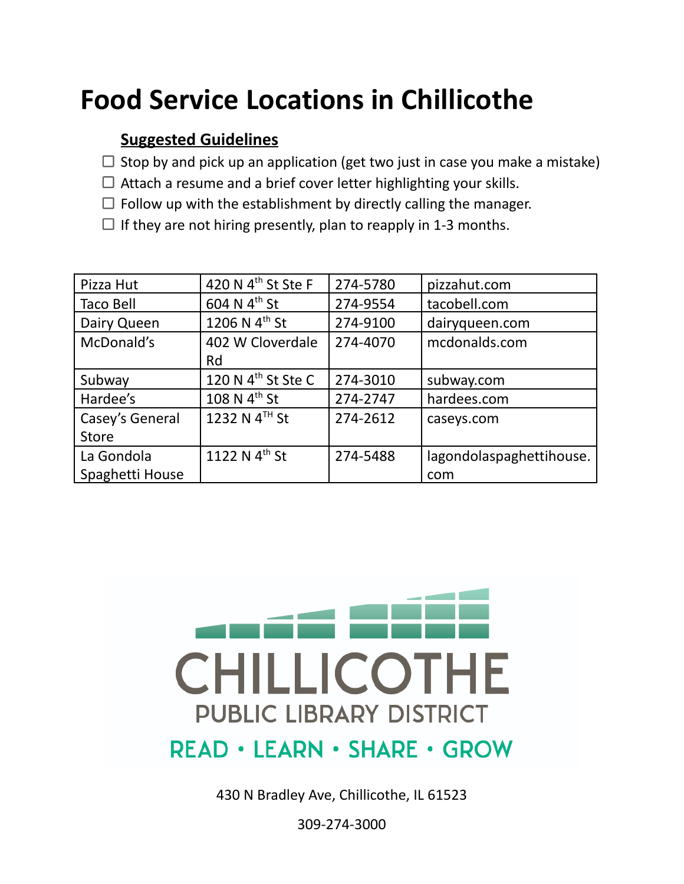# Food Service Locations in Chillicothe

## Suggested Guidelines

- ☐ Stop by and pick up an application (get two just in case you make a mistake)
- ☐ Attach a resume and a brief cover letter highlighting your skills.
- ☐ Follow up with the establishment by directly calling the manager.
- ☐ If they are not hiring presently, plan to reapply in 1-3 months.

| | | | |
|---|---|---|---|
| Pizza Hut | 420 N 4th St Ste F | 274-5780 | pizzahut.com |
| Taco Bell | 604 N 4th St | 274-9554 | tacobell.com |
| Dairy Queen | 1206 N 4th St | 274-9100 | dairyqueen.com |
| McDonald's | 402 W Cloverdale Rd | 274-4070 | mcdonalds.com |
| Subway | 120 N 4th St Ste C | 274-3010 | subway.com |
| Hardee's | 108 N 4th St | 274-2747 | hardees.com |
| Casey's General Store | 1232 N 4TH St | 274-2612 | caseys.com |
| La Gondola Spaghetti House | 1122 N 4th St | 274-5488 | lagondolaspaghettihouse.com |

CHILLICOTHE PUBLIC LIBRARY DISTRICT

READ • LEARN • SHARE • GROW

430 N Bradley Ave, Chillicothe, IL 61523

309-274-3000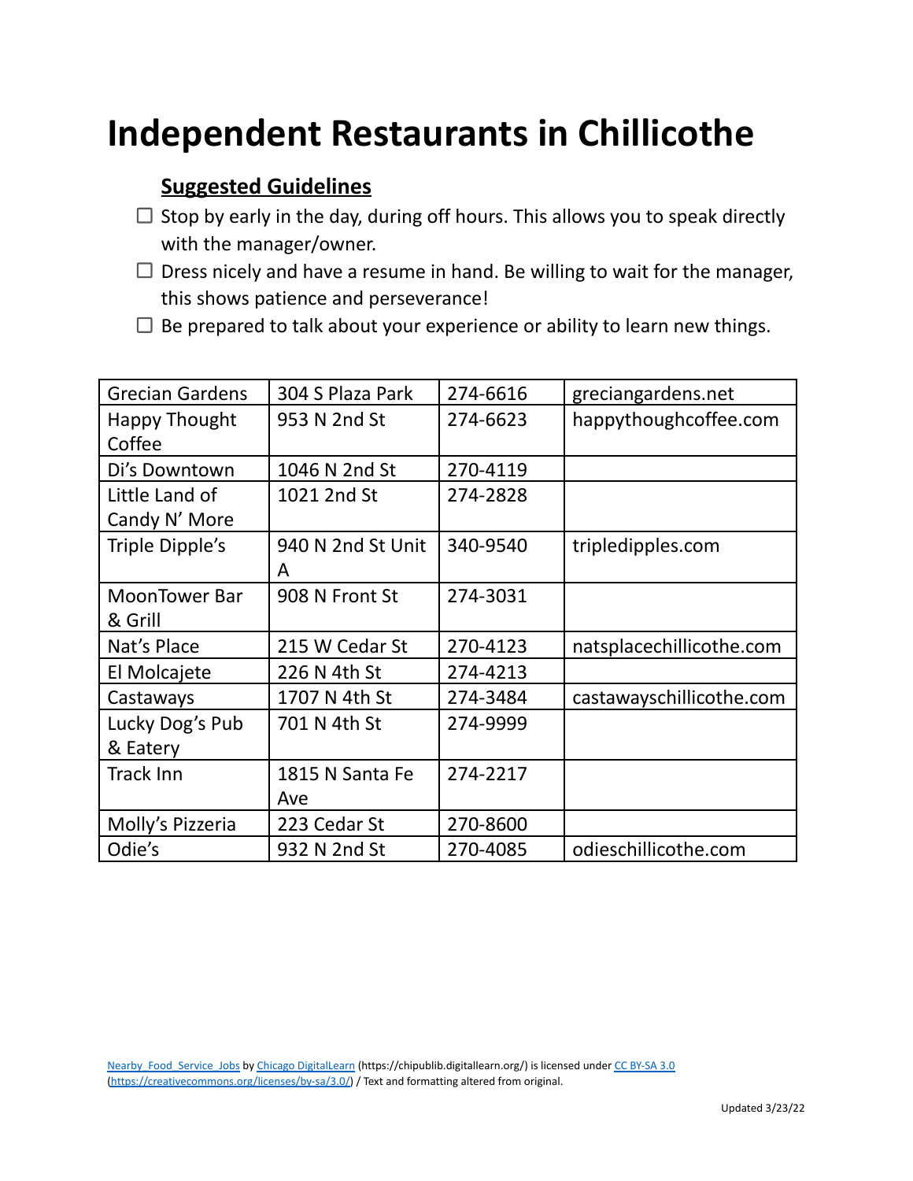# Independent Restaurants in Chillicothe

## Suggested Guidelines

- ☐ Stop by early in the day, during off hours. This allows you to speak directly with the manager/owner.
- ☐ Dress nicely and have a resume in hand. Be willing to wait for the manager, this shows patience and perseverance!
- ☐ Be prepared to talk about your experience or ability to learn new things.

| | | | |
|---|---|---|---|
| Grecian Gardens | 304 S Plaza Park | 274-6616 | greciangardens.net |
| Happy Thought Coffee | 953 N 2nd St | 274-6623 | happythoughcoffee.com |
| Di's Downtown | 1046 N 2nd St | 270-4119 | |
| Little Land of Candy N' More | 1021 2nd St | 274-2828 | |
| Triple Dipple's | 940 N 2nd St Unit A | 340-9540 | tripledipples.com |
| MoonTower Bar & Grill | 908 N Front St | 274-3031 | |
| Nat's Place | 215 W Cedar St | 270-4123 | natsplacechillicothe.com |
| El Molcajete | 226 N 4th St | 274-4213 | |
| Castaways | 1707 N 4th St | 274-3484 | castawayschillicothe.com |
| Lucky Dog's Pub & Eatery | 701 N 4th St | 274-9999 | |
| Track Inn | 1815 N Santa Fe Ave | 274-2217 | |
| Molly's Pizzeria | 223 Cedar St | 270-8600 | |
| Odie's | 932 N 2nd St | 270-4085 | odieschillicothe.com |

Nearby_Food_Service_Jobs by Chicago DigitalLearn (https://chipublib.digitallearn.org/) is licensed under CC BY-SA 3.0 (https://creativecommons.org/licenses/by-sa/3.0/) / Text and formatting altered from original.

Updated 3/23/22